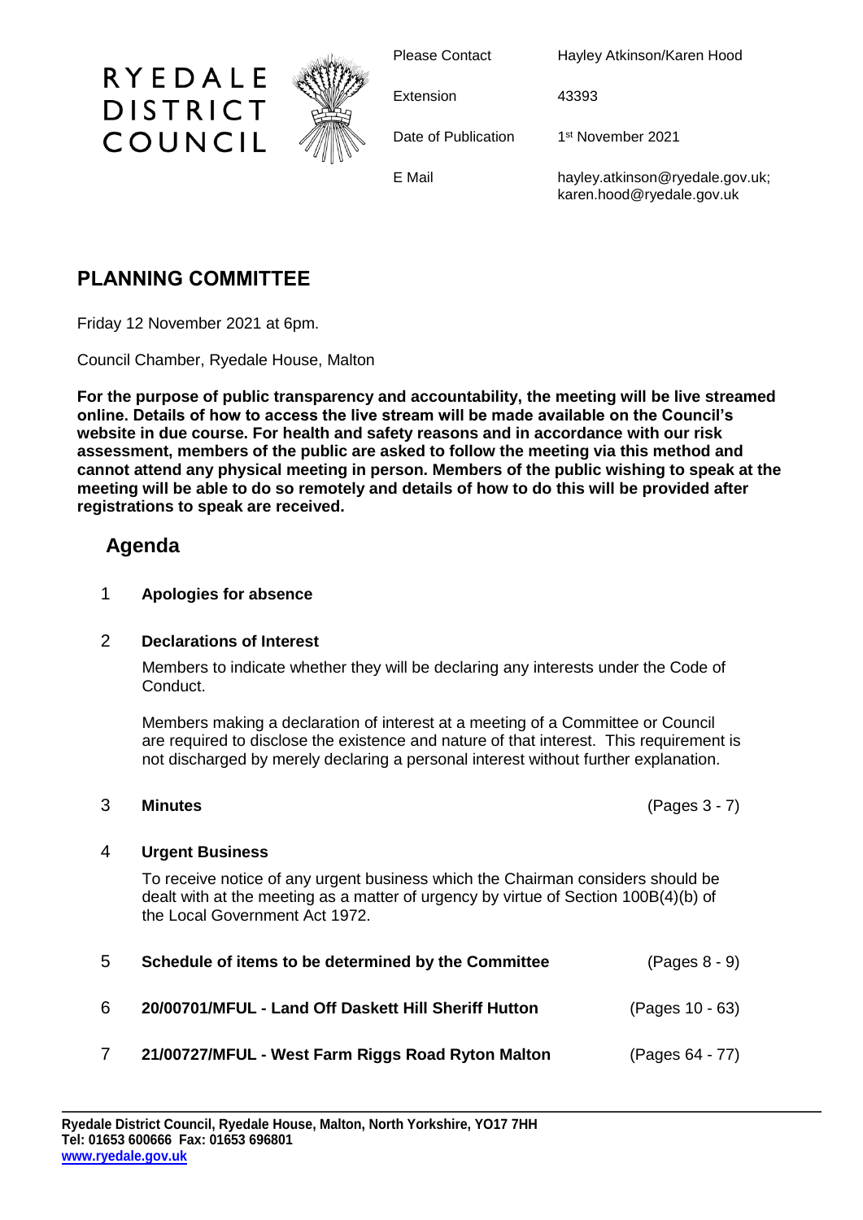RYEDALE DISTRICT COUNCIL

| | |
|---|---|
| Please Contact | Hayley Atkinson/Karen Hood |
| Extension | 43393 |
| Date of Publication | 1st November 2021 |
| E Mail | hayley.atkinson@ryedale.gov.uk; karen.hood@ryedale.gov.uk |

# PLANNING COMMITTEE

Friday 12 November 2021 at 6pm.

Council Chamber, Ryedale House, Malton

**For the purpose of public transparency and accountability, the meeting will be live streamed online. Details of how to access the live stream will be made available on the Council's website in due course. For health and safety reasons and in accordance with our risk assessment, members of the public are asked to follow the meeting via this method and cannot attend any physical meeting in person. Members of the public wishing to speak at the meeting will be able to do so remotely and details of how to do this will be provided after registrations to speak are received.**

## Agenda

1 **Apologies for absence**

2 **Declarations of Interest**

Members to indicate whether they will be declaring any interests under the Code of Conduct.

Members making a declaration of interest at a meeting of a Committee or Council are required to disclose the existence and nature of that interest. This requirement is not discharged by merely declaring a personal interest without further explanation.

3 **Minutes** (Pages 3 - 7)

4 **Urgent Business**

To receive notice of any urgent business which the Chairman considers should be dealt with at the meeting as a matter of urgency by virtue of Section 100B(4)(b) of the Local Government Act 1972.

5 **Schedule of items to be determined by the Committee** (Pages 8 - 9)

6 **20/00701/MFUL - Land Off Daskett Hill Sheriff Hutton** (Pages 10 - 63)

7 **21/00727/MFUL - West Farm Riggs Road Ryton Malton** (Pages 64 - 77)

**Ryedale District Council, Ryedale House, Malton, North Yorkshire, YO17 7HH**
**Tel: 01653 600666 Fax: 01653 696801**
**www.ryedale.gov.uk**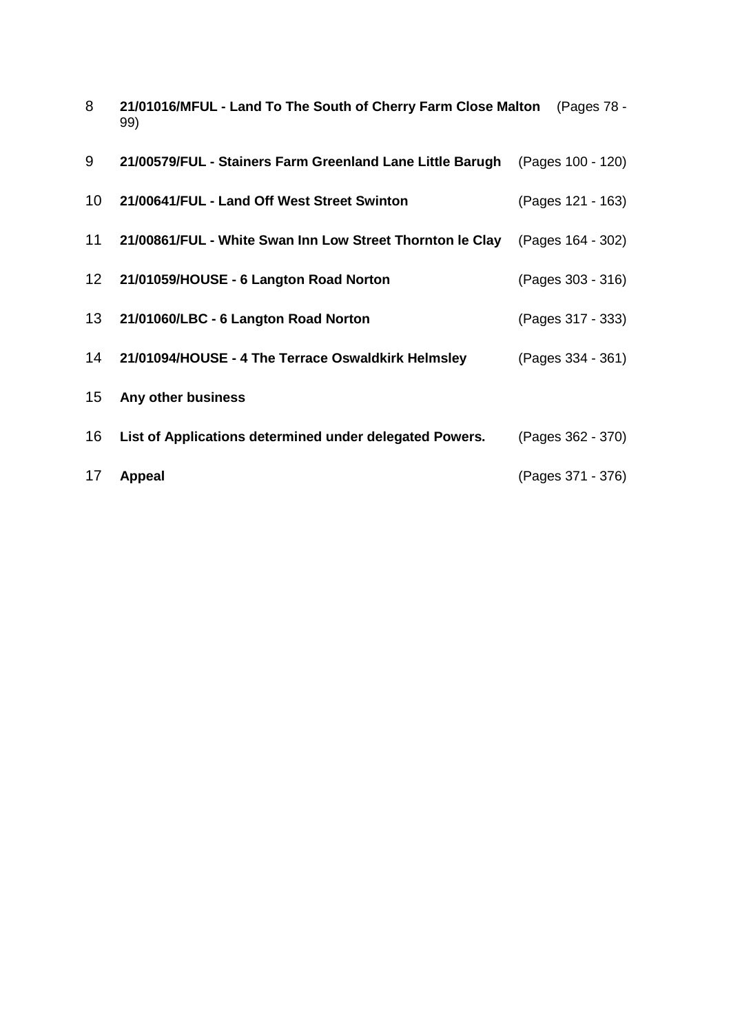8 **21/01016/MFUL - Land To The South of Cherry Farm Close Malton** (Pages 78 - 99)

9 **21/00579/FUL - Stainers Farm Greenland Lane Little Barugh** (Pages 100 - 120)

10 **21/00641/FUL - Land Off West Street Swinton** (Pages 121 - 163)

11 **21/00861/FUL - White Swan Inn Low Street Thornton le Clay** (Pages 164 - 302)

12 **21/01059/HOUSE - 6 Langton Road Norton** (Pages 303 - 316)

13 **21/01060/LBC - 6 Langton Road Norton** (Pages 317 - 333)

14 **21/01094/HOUSE - 4 The Terrace Oswaldkirk Helmsley** (Pages 334 - 361)

15 **Any other business**

16 **List of Applications determined under delegated Powers.** (Pages 362 - 370)

17 **Appeal** (Pages 371 - 376)